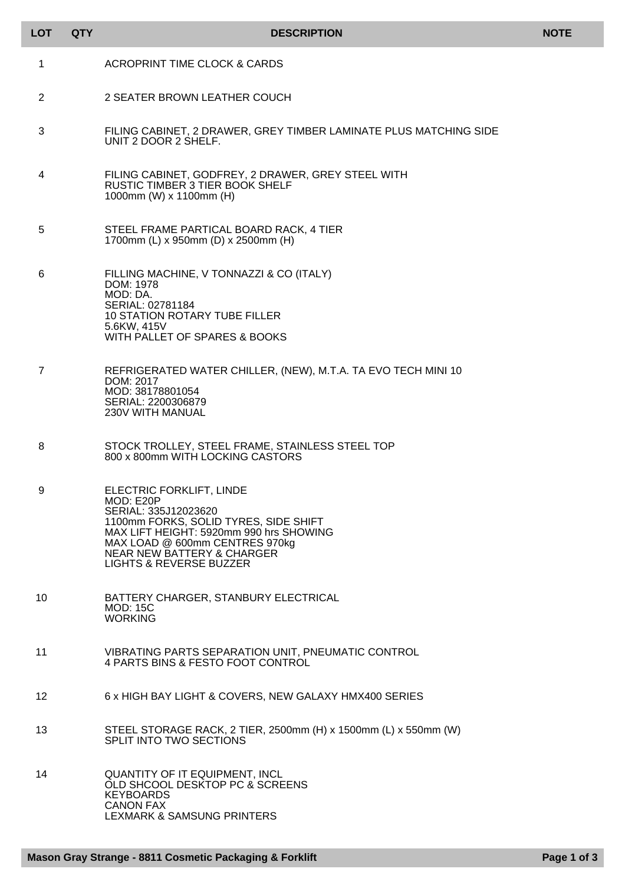| LOT | QTY | DESCRIPTION | NOTE |
|---|---|---|---|
| 1 | | ACROPRINT TIME CLOCK & CARDS | |
| 2 | | 2 SEATER BROWN LEATHER COUCH | |
| 3 | | FILING CABINET, 2 DRAWER, GREY TIMBER LAMINATE PLUS MATCHING SIDE UNIT 2 DOOR 2 SHELF. | |
| 4 | | FILING CABINET, GODFREY, 2 DRAWER, GREY STEEL WITH RUSTIC TIMBER 3 TIER BOOK SHELF<br>1000mm (W) x 1100mm (H) | |
| 5 | | STEEL FRAME PARTICAL BOARD RACK, 4 TIER<br>1700mm (L) x 950mm (D) x 2500mm (H) | |
| 6 | | FILLING MACHINE, V TONNAZZI & CO (ITALY)<br>DOM: 1978<br>MOD: DA.<br>SERIAL: 02781184<br>10 STATION ROTARY TUBE FILLER<br>5.6KW, 415V<br>WITH PALLET OF SPARES & BOOKS | |
| 7 | | REFRIGERATED WATER CHILLER, (NEW), M.T.A. TA EVO TECH MINI 10<br>DOM: 2017<br>MOD: 38178801054<br>SERIAL: 2200306879<br>230V WITH MANUAL | |
| 8 | | STOCK TROLLEY, STEEL FRAME, STAINLESS STEEL TOP<br>800 x 800mm WITH LOCKING CASTORS | |
| 9 | | ELECTRIC FORKLIFT, LINDE<br>MOD: E20P<br>SERIAL: 335J12023620<br>1100mm FORKS, SOLID TYRES, SIDE SHIFT<br>MAX LIFT HEIGHT: 5920mm 990 hrs SHOWING<br>MAX LOAD @ 600mm CENTRES 970kg<br>NEAR NEW BATTERY & CHARGER<br>LIGHTS & REVERSE BUZZER | |
| 10 | | BATTERY CHARGER, STANBURY ELECTRICAL<br>MOD: 15C<br>WORKING | |
| 11 | | VIBRATING PARTS SEPARATION UNIT, PNEUMATIC CONTROL<br>4 PARTS BINS & FESTO FOOT CONTROL | |
| 12 | | 6 x HIGH BAY LIGHT & COVERS, NEW GALAXY HMX400 SERIES | |
| 13 | | STEEL STORAGE RACK, 2 TIER, 2500mm (H) x 1500mm (L) x 550mm (W)<br>SPLIT INTO TWO SECTIONS | |
| 14 | | QUANTITY OF IT EQUIPMENT, INCL<br>OLD SHCOOL DESKTOP PC & SCREENS<br>KEYBOARDS<br>CANON FAX<br>LEXMARK & SAMSUNG PRINTERS | |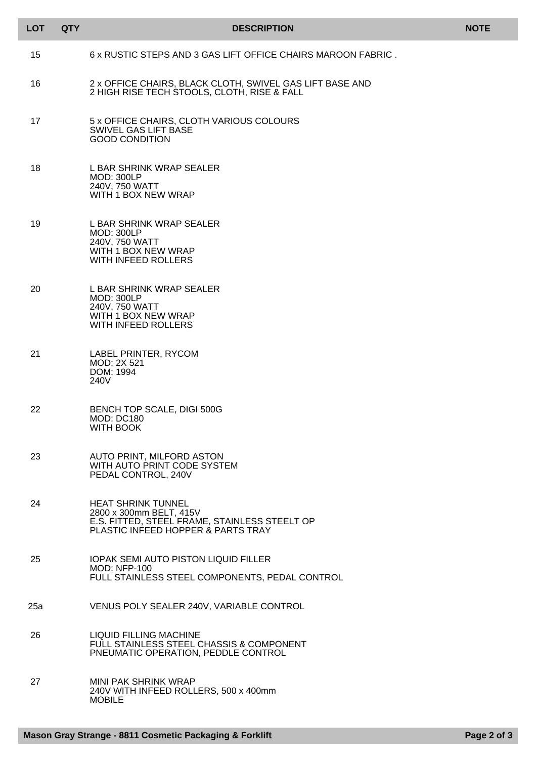| LOT | QTY | DESCRIPTION | NOTE |
|---|---|---|---|
| 15 | | 6 x RUSTIC STEPS AND 3 GAS LIFT OFFICE CHAIRS MAROON FABRIC . | |
| 16 | | 2 x OFFICE CHAIRS, BLACK CLOTH, SWIVEL GAS LIFT BASE AND<br>2 HIGH RISE TECH STOOLS, CLOTH, RISE & FALL | |
| 17 | | 5 x OFFICE CHAIRS, CLOTH VARIOUS COLOURS<br>SWIVEL GAS LIFT BASE<br>GOOD CONDITION | |
| 18 | | L BAR SHRINK WRAP SEALER<br>MOD: 300LP<br>240V, 750 WATT<br>WITH 1 BOX NEW WRAP | |
| 19 | | L BAR SHRINK WRAP SEALER<br>MOD: 300LP<br>240V, 750 WATT<br>WITH 1 BOX NEW WRAP<br>WITH INFEED ROLLERS | |
| 20 | | L BAR SHRINK WRAP SEALER<br>MOD: 300LP<br>240V, 750 WATT<br>WITH 1 BOX NEW WRAP<br>WITH INFEED ROLLERS | |
| 21 | | LABEL PRINTER, RYCOM<br>MOD: 2X 521<br>DOM: 1994<br>240V | |
| 22 | | BENCH TOP SCALE, DIGI 500G<br>MOD: DC180<br>WITH BOOK | |
| 23 | | AUTO PRINT, MILFORD ASTON<br>WITH AUTO PRINT CODE SYSTEM<br>PEDAL CONTROL, 240V | |
| 24 | | HEAT SHRINK TUNNEL<br>2800 x 300mm BELT, 415V<br>E.S. FITTED, STEEL FRAME, STAINLESS STEELT OP<br>PLASTIC INFEED HOPPER & PARTS TRAY | |
| 25 | | IOPAK SEMI AUTO PISTON LIQUID FILLER<br>MOD: NFP-100<br>FULL STAINLESS STEEL COMPONENTS, PEDAL CONTROL | |
| 25a | | VENUS POLY SEALER 240V, VARIABLE CONTROL | |
| 26 | | LIQUID FILLING MACHINE<br>FULL STAINLESS STEEL CHASSIS & COMPONENT<br>PNEUMATIC OPERATION, PEDDLE CONTROL | |
| 27 | | MINI PAK SHRINK WRAP<br>240V WITH INFEED ROLLERS, 500 x 400mm<br>MOBILE | |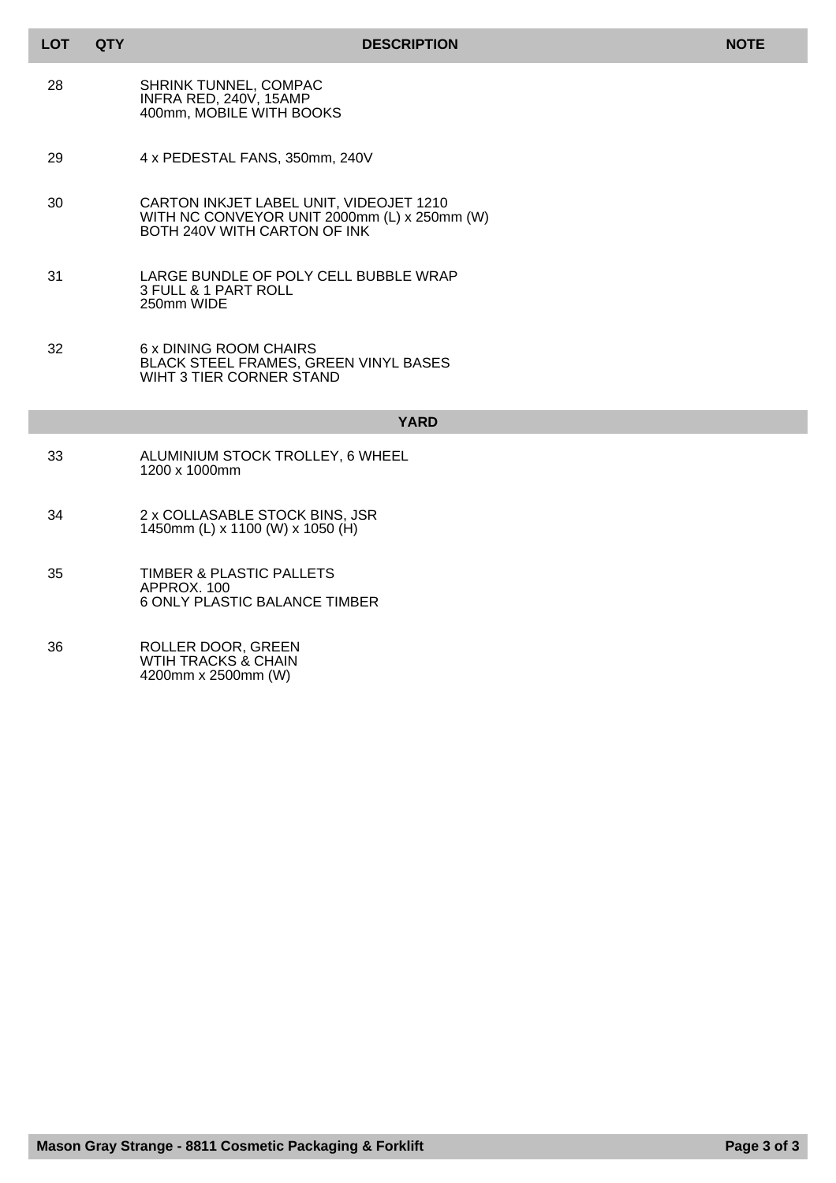| LOT | QTY | DESCRIPTION | NOTE |
|---|---|---|---|
| 28 | | SHRINK TUNNEL, COMPAC<br>INFRA RED, 240V, 15AMP<br>400mm, MOBILE WITH BOOKS | |
| 29 | | 4 x PEDESTAL FANS, 350mm, 240V | |
| 30 | | CARTON INKJET LABEL UNIT, VIDEOJET 1210<br>WITH NC CONVEYOR UNIT 2000mm (L) x 250mm (W)<br>BOTH 240V WITH CARTON OF INK | |
| 31 | | LARGE BUNDLE OF POLY CELL BUBBLE WRAP<br>3 FULL & 1 PART ROLL<br>250mm WIDE | |
| 32 | | 6 x DINING ROOM CHAIRS<br>BLACK STEEL FRAMES, GREEN VINYL BASES<br>WIHT 3 TIER CORNER STAND | |
| | | **YARD** | |
| 33 | | ALUMINIUM STOCK TROLLEY, 6 WHEEL<br>1200 x 1000mm | |
| 34 | | 2 x COLLASABLE STOCK BINS, JSR<br>1450mm (L) x 1100 (W) x 1050 (H) | |
| 35 | | TIMBER & PLASTIC PALLETS<br>APPROX. 100<br>6 ONLY PLASTIC BALANCE TIMBER | |
| 36 | | ROLLER DOOR, GREEN<br>WTIH TRACKS & CHAIN<br>4200mm x 2500mm (W) | |

**Mason Gray Strange - 8811 Cosmetic Packaging & Forklift**